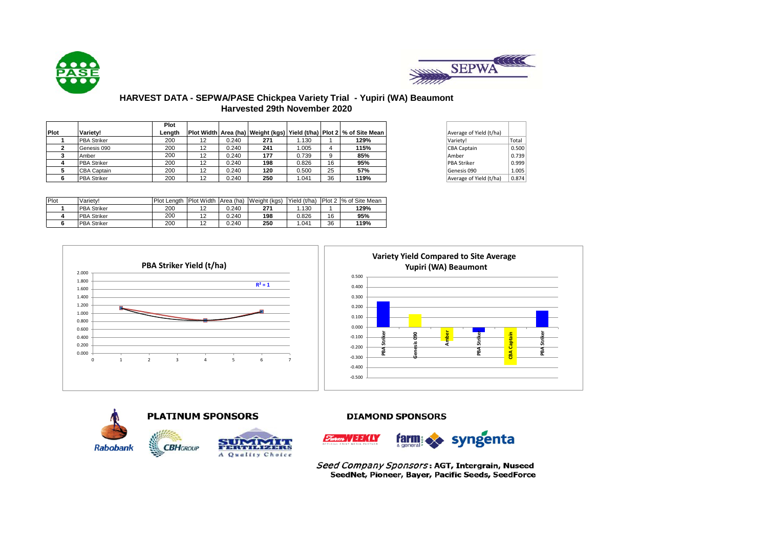## HARVEST DATA - SEPWA/PASE Chickpea Variety Trial - Yupiri (WA) Beaumont

### Harvested 29th November 2020

| Plot | Variety! | Plot Length | Plot Width | Area (ha) | Weight (kgs) | Yield (t/ha) | Plot 2 | % of Site Mean |
|---|---|---|---|---|---|---|---|---|
| 1 | PBA Striker | 200 | 12 | 0.240 | 271 | 1.130 | 1 | 129% |
| 2 | Genesis 090 | 200 | 12 | 0.240 | 241 | 1.005 | 4 | 115% |
| 3 | Amber | 200 | 12 | 0.240 | 177 | 0.739 | 9 | 85% |
| 4 | PBA Striker | 200 | 12 | 0.240 | 198 | 0.826 | 16 | 95% |
| 5 | CBA Captain | 200 | 12 | 0.240 | 120 | 0.500 | 25 | 57% |
| 6 | PBA Striker | 200 | 12 | 0.240 | 250 | 1.041 | 36 | 119% |

| Average of Yield (t/ha) | |
|---|---|
| Variety! | Total |
| CBA Captain | 0.500 |
| Amber | 0.739 |
| PBA Striker | 0.999 |
| Genesis 090 | 1.005 |
| Average of Yield (t/ha) | 0.874 |

| Plot | Variety! | Plot Length | Plot Width | Area (ha) | Weight (kgs) | Yield (t/ha) | Plot 2 | % of Site Mean |
|---|---|---|---|---|---|---|---|---|
| 1 | PBA Striker | 200 | 12 | 0.240 | 271 | 1.130 | 1 | 129% |
| 4 | PBA Striker | 200 | 12 | 0.240 | 198 | 0.826 | 16 | 95% |
| 6 | PBA Striker | 200 | 12 | 0.240 | 250 | 1.041 | 36 | 119% |

PBA Striker Yield (t/ha)

$R^2 = 1$

Variety Yield Compared to Site Average
Yupiri (WA) Beaumont

**PLATINUM SPONSORS**

Rabobank, CBH Group, Summit Fertilizers – A Quality Choice

**DIAMOND SPONSORS**

Farm Weekly, farm & general, syngenta

*Seed Company Sponsors*: **AGT, Intergrain, Nuseed SeedNet, Pioneer, Bayer, Pacific Seeds, SeedForce**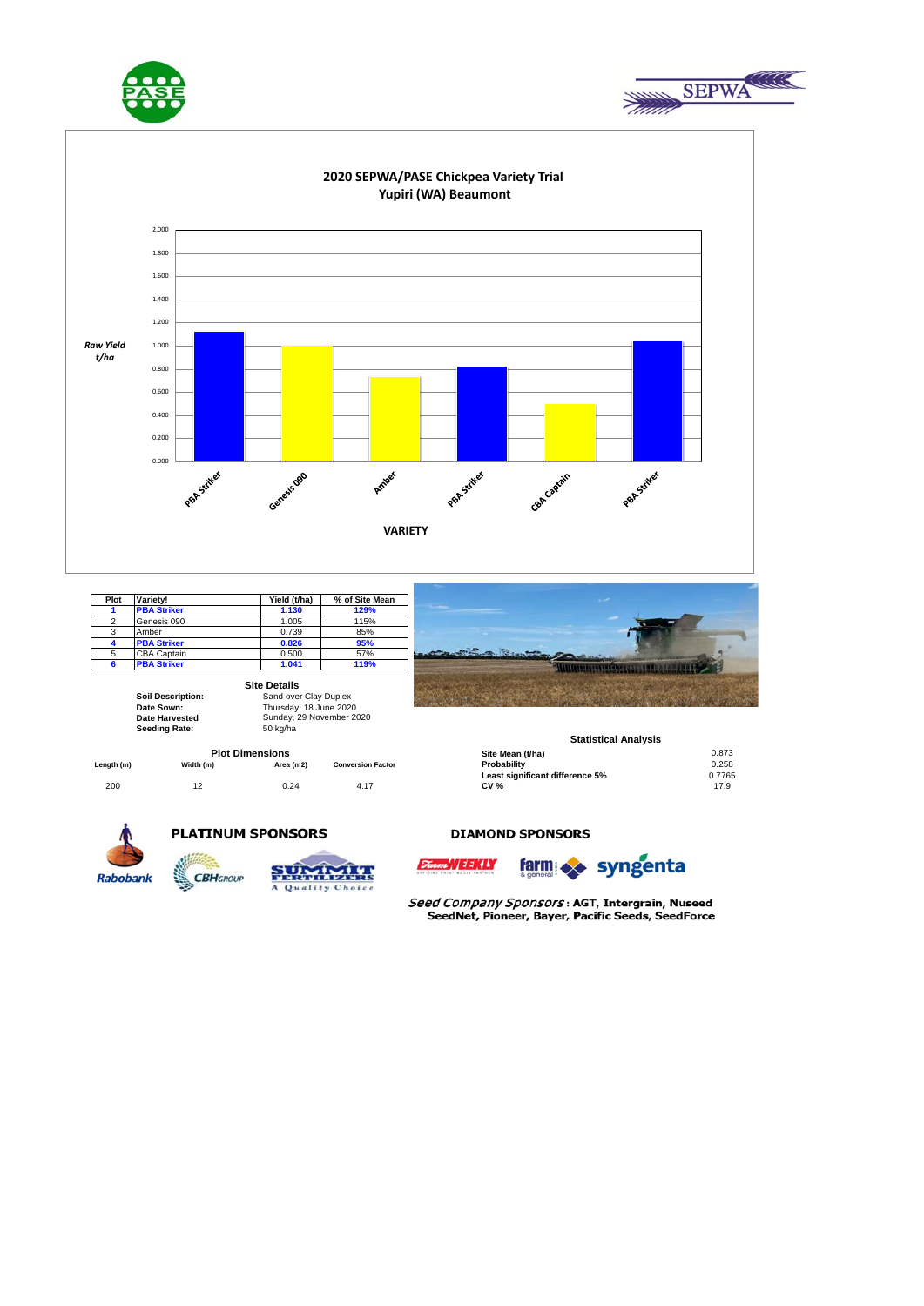## 2020 SEPWA/PASE Chickpea Variety Trial
### Yupiri (WA) Beaumont

*Raw Yield t/ha*

VARIETY

| Plot | Variety! | Yield (t/ha) | % of Site Mean |
|---|---|---|---|
| **1** | **PBA Striker** | **1.130** | **129%** |
| 2 | Genesis 090 | 1.005 | 115% |
| 3 | Amber | 0.739 | 85% |
| **4** | **PBA Striker** | **0.826** | **95%** |
| 5 | CBA Captain | 0.500 | 57% |
| **6** | **PBA Striker** | **1.041** | **119%** |

### Site Details

| | |
|---|---|
| **Soil Description:** | Sand over Clay Duplex |
| **Date Sown:** | Thursday, 18 June 2020 |
| **Date Harvested** | Sunday, 29 November 2020 |
| **Seeding Rate:** | 50 kg/ha |

### Plot Dimensions

| Length (m) | Width (m) | Area (m2) | Conversion Factor |
|---|---|---|---|
| 200 | 12 | 0.24 | 4.17 |

### Statistical Analysis

| | |
|---|---|
| **Site Mean (t/ha)** | 0.873 |
| **Probability** | 0.258 |
| **Least significant difference 5%** | 0.7765 |
| **CV %** | 17.9 |

**PLATINUM SPONSORS**

Rabobank, CBH Group, Summit Fertilizers – A Quality Choice

**DIAMOND SPONSORS**

Farm Weekly, farm & general, syngenta

*Seed Company Sponsors*: **AGT, Intergrain, Nuseed SeedNet, Pioneer, Bayer, Pacific Seeds, SeedForce**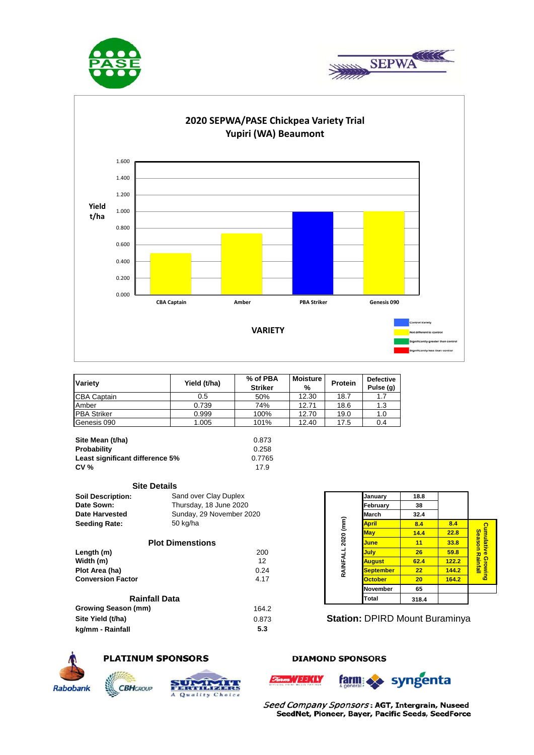# 2020 SEPWA/PASE Chickpea Variety Trial
## Yupiri (WA) Beaumont

Yield t/ha

1.600
1.400
1.200
1.000
0.800
0.600
0.400
0.200
0.000

CBA Captain
Amber
PBA Striker
Genesis 090

VARIETY

Control Variety
Not different to control
Significantly greater than control
Significantly less than control

| Variety | Yield (t/ha) | % of PBA Striker | Moisture % | Protein | Defective Pulse (g) |
|---|---|---|---|---|---|
| CBA Captain | 0.5 | 50% | 12.30 | 18.7 | 1.7 |
| Amber | 0.739 | 74% | 12.71 | 18.6 | 1.3 |
| PBA Striker | 0.999 | 100% | 12.70 | 19.0 | 1.0 |
| Genesis 090 | 1.005 | 101% | 12.40 | 17.5 | 0.4 |

| | |
|---|---|
| **Site Mean (t/ha)** | 0.873 |
| **Probability** | 0.258 |
| **Least significant difference 5%** | 0.7765 |
| **CV %** | 17.9 |

### Site Details

| | |
|---|---|
| **Soil Description:** | Sand over Clay Duplex |
| **Date Sown:** | Thursday, 18 June 2020 |
| **Date Harvested** | Sunday, 29 November 2020 |
| **Seeding Rate:** | 50 kg/ha |

### Plot Dimenstions

| | |
|---|---|
| **Length (m)** | 200 |
| **Width (m)** | 12 |
| **Plot Area (ha)** | 0.24 |
| **Conversion Factor** | 4.17 |

### Rainfall Data

| | |
|---|---|
| **Growing Season (mm)** | 164.2 |
| **Site Yield (t/ha)** | 0.873 |
| **kg/mm - Rainfall** | **5.3** |

RAINFALL 2020 (mm)

| Month | Rainfall | Cumulative Growing Season Rainfall |
|---|---|---|
| January | 18.8 | |
| February | 38 | |
| March | 32.4 | |
| April | 8.4 | 8.4 |
| May | 14.4 | 22.8 |
| June | 11 | 33.8 |
| July | 26 | 59.8 |
| August | 62.4 | 122.2 |
| September | 22 | 144.2 |
| October | 20 | 164.2 |
| November | 65 | |
| Total | 318.4 | |

**Station:** DPIRD Mount Buraminya

**PLATINUM SPONSORS**

Rabobank, CBH Group, Summit Fertilizers – A Quality Choice

**DIAMOND SPONSORS**

Farm Weekly, farm & general, syngenta

*Seed Company Sponsors*: **AGT, Intergrain, Nuseed SeedNet, Pioneer, Bayer, Pacific Seeds, SeedForce**